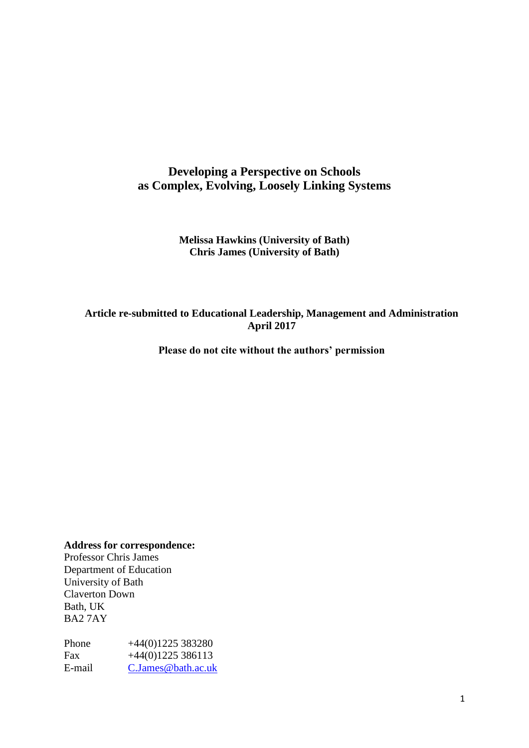# Developing a Perspective on Schools as Complex, Evolving, Loosely Linking Systems

**Melissa Hawkins (University of Bath)**
**Chris James (University of Bath)**

**Article re-submitted to Educational Leadership, Management and Administration April 2017**

**Please do not cite without the authors' permission**

**Address for correspondence:**
Professor Chris James
Department of Education
University of Bath
Claverton Down
Bath, UK
BA2 7AY

Phone +44(0)1225 383280
Fax +44(0)1225 386113
E-mail C.James@bath.ac.uk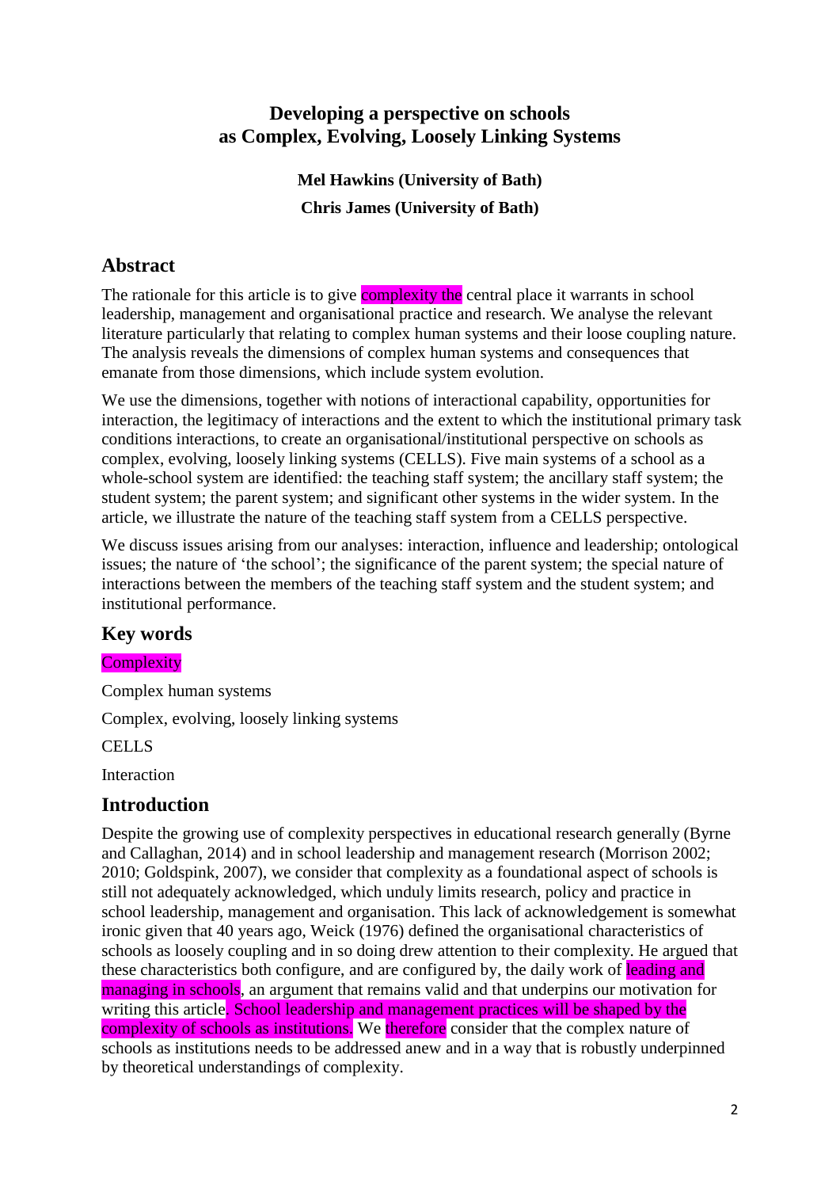## Developing a perspective on schools as Complex, Evolving, Loosely Linking Systems

**Mel Hawkins (University of Bath)**

**Chris James (University of Bath)**

## Abstract

The rationale for this article is to give complexity the central place it warrants in school leadership, management and organisational practice and research. We analyse the relevant literature particularly that relating to complex human systems and their loose coupling nature. The analysis reveals the dimensions of complex human systems and consequences that emanate from those dimensions, which include system evolution.

We use the dimensions, together with notions of interactional capability, opportunities for interaction, the legitimacy of interactions and the extent to which the institutional primary task conditions interactions, to create an organisational/institutional perspective on schools as complex, evolving, loosely linking systems (CELLS). Five main systems of a school as a whole-school system are identified: the teaching staff system; the ancillary staff system; the student system; the parent system; and significant other systems in the wider system. In the article, we illustrate the nature of the teaching staff system from a CELLS perspective.

We discuss issues arising from our analyses: interaction, influence and leadership; ontological issues; the nature of 'the school'; the significance of the parent system; the special nature of interactions between the members of the teaching staff system and the student system; and institutional performance.

## Key words

Complexity

Complex human systems

Complex, evolving, loosely linking systems

CELLS

Interaction

## Introduction

Despite the growing use of complexity perspectives in educational research generally (Byrne and Callaghan, 2014) and in school leadership and management research (Morrison 2002; 2010; Goldspink, 2007), we consider that complexity as a foundational aspect of schools is still not adequately acknowledged, which unduly limits research, policy and practice in school leadership, management and organisation. This lack of acknowledgement is somewhat ironic given that 40 years ago, Weick (1976) defined the organisational characteristics of schools as loosely coupling and in so doing drew attention to their complexity. He argued that these characteristics both configure, and are configured by, the daily work of leading and managing in schools, an argument that remains valid and that underpins our motivation for writing this article. School leadership and management practices will be shaped by the complexity of schools as institutions. We therefore consider that the complex nature of schools as institutions needs to be addressed anew and in a way that is robustly underpinned by theoretical understandings of complexity.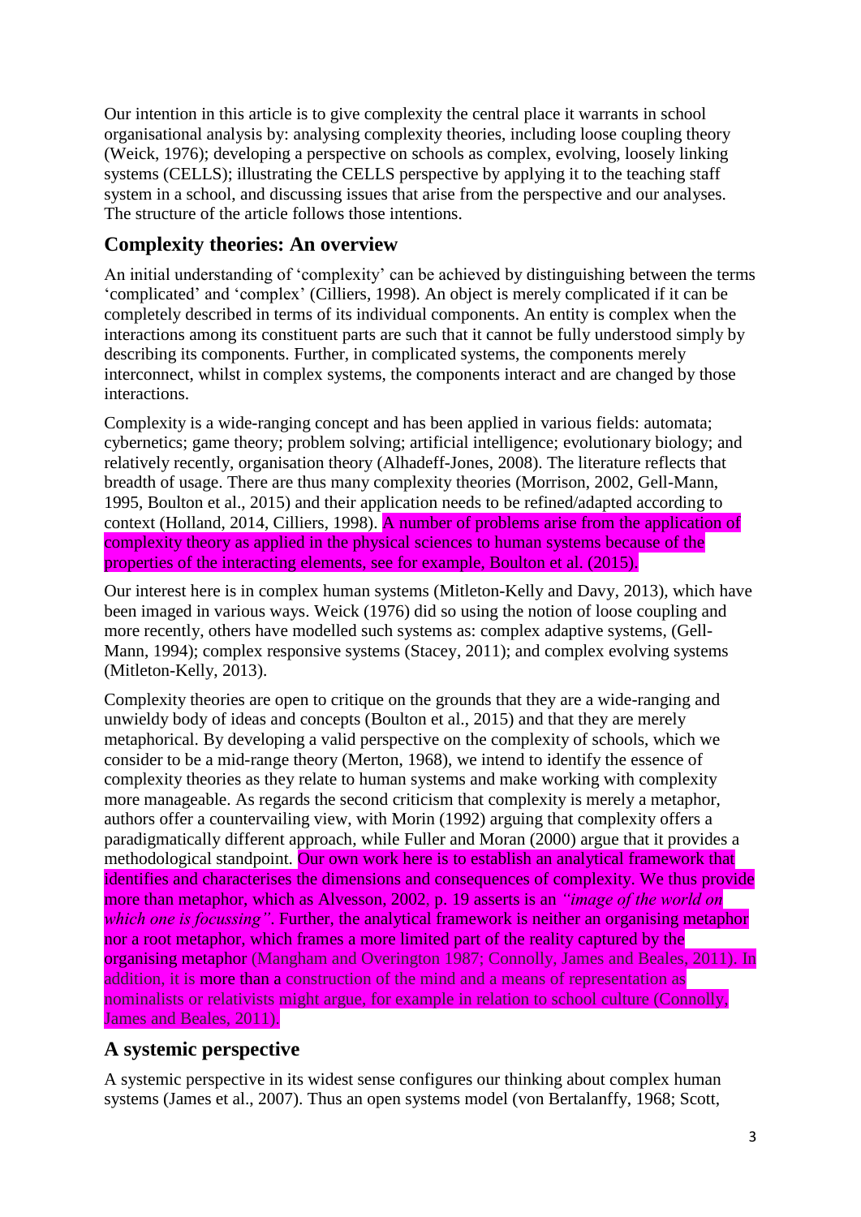Our intention in this article is to give complexity the central place it warrants in school organisational analysis by: analysing complexity theories, including loose coupling theory (Weick, 1976); developing a perspective on schools as complex, evolving, loosely linking systems (CELLS); illustrating the CELLS perspective by applying it to the teaching staff system in a school, and discussing issues that arise from the perspective and our analyses. The structure of the article follows those intentions.

## Complexity theories: An overview

An initial understanding of 'complexity' can be achieved by distinguishing between the terms 'complicated' and 'complex' (Cilliers, 1998). An object is merely complicated if it can be completely described in terms of its individual components. An entity is complex when the interactions among its constituent parts are such that it cannot be fully understood simply by describing its components. Further, in complicated systems, the components merely interconnect, whilst in complex systems, the components interact and are changed by those interactions.

Complexity is a wide-ranging concept and has been applied in various fields: automata; cybernetics; game theory; problem solving; artificial intelligence; evolutionary biology; and relatively recently, organisation theory (Alhadeff-Jones, 2008). The literature reflects that breadth of usage. There are thus many complexity theories (Morrison, 2002, Gell-Mann, 1995, Boulton et al., 2015) and their application needs to be refined/adapted according to context (Holland, 2014, Cilliers, 1998). A number of problems arise from the application of complexity theory as applied in the physical sciences to human systems because of the properties of the interacting elements, see for example, Boulton et al. (2015).

Our interest here is in complex human systems (Mitleton-Kelly and Davy, 2013), which have been imaged in various ways. Weick (1976) did so using the notion of loose coupling and more recently, others have modelled such systems as: complex adaptive systems, (Gell-Mann, 1994); complex responsive systems (Stacey, 2011); and complex evolving systems (Mitleton-Kelly, 2013).

Complexity theories are open to critique on the grounds that they are a wide-ranging and unwieldy body of ideas and concepts (Boulton et al., 2015) and that they are merely metaphorical. By developing a valid perspective on the complexity of schools, which we consider to be a mid-range theory (Merton, 1968), we intend to identify the essence of complexity theories as they relate to human systems and make working with complexity more manageable. As regards the second criticism that complexity is merely a metaphor, authors offer a countervailing view, with Morin (1992) arguing that complexity offers a paradigmatically different approach, while Fuller and Moran (2000) argue that it provides a methodological standpoint. Our own work here is to establish an analytical framework that identifies and characterises the dimensions and consequences of complexity. We thus provide more than metaphor, which as Alvesson, 2002, p. 19 asserts is an *"image of the world on which one is focussing"*. Further, the analytical framework is neither an organising metaphor nor a root metaphor, which frames a more limited part of the reality captured by the organising metaphor (Mangham and Overington 1987; Connolly, James and Beales, 2011). In addition, it is more than a construction of the mind and a means of representation as nominalists or relativists might argue, for example in relation to school culture (Connolly, James and Beales, 2011).

## A systemic perspective

A systemic perspective in its widest sense configures our thinking about complex human systems (James et al., 2007). Thus an open systems model (von Bertalanffy, 1968; Scott,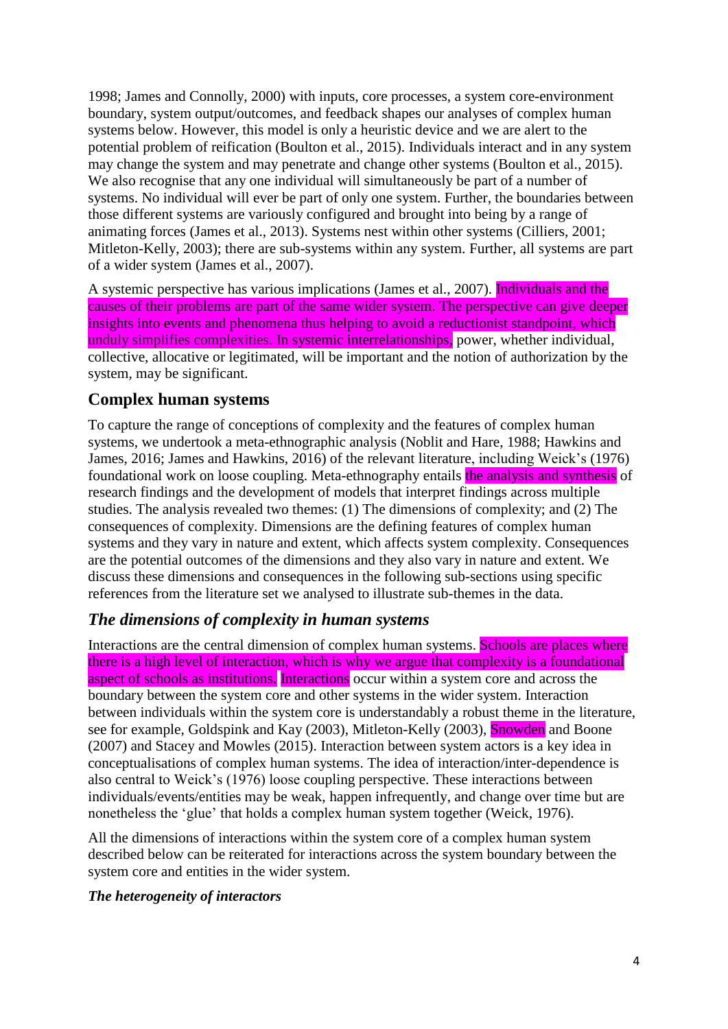1998; James and Connolly, 2000) with inputs, core processes, a system core-environment boundary, system output/outcomes, and feedback shapes our analyses of complex human systems below. However, this model is only a heuristic device and we are alert to the potential problem of reification (Boulton et al., 2015). Individuals interact and in any system may change the system and may penetrate and change other systems (Boulton et al., 2015). We also recognise that any one individual will simultaneously be part of a number of systems. No individual will ever be part of only one system. Further, the boundaries between those different systems are variously configured and brought into being by a range of animating forces (James et al., 2013). Systems nest within other systems (Cilliers, 2001; Mitleton-Kelly, 2003); there are sub-systems within any system. Further, all systems are part of a wider system (James et al., 2007).

A systemic perspective has various implications (James et al., 2007). Individuals and the causes of their problems are part of the same wider system. The perspective can give deeper insights into events and phenomena thus helping to avoid a reductionist standpoint, which unduly simplifies complexities. In systemic interrelationships, power, whether individual, collective, allocative or legitimated, will be important and the notion of authorization by the system, may be significant.

## Complex human systems

To capture the range of conceptions of complexity and the features of complex human systems, we undertook a meta-ethnographic analysis (Noblit and Hare, 1988; Hawkins and James, 2016; James and Hawkins, 2016) of the relevant literature, including Weick's (1976) foundational work on loose coupling. Meta-ethnography entails the analysis and synthesis of research findings and the development of models that interpret findings across multiple studies. The analysis revealed two themes: (1) The dimensions of complexity; and (2) The consequences of complexity. Dimensions are the defining features of complex human systems and they vary in nature and extent, which affects system complexity. Consequences are the potential outcomes of the dimensions and they also vary in nature and extent. We discuss these dimensions and consequences in the following sub-sections using specific references from the literature set we analysed to illustrate sub-themes in the data.

### *The dimensions of complexity in human systems*

Interactions are the central dimension of complex human systems. Schools are places where there is a high level of interaction, which is why we argue that complexity is a foundational aspect of schools as institutions. Interactions occur within a system core and across the boundary between the system core and other systems in the wider system. Interaction between individuals within the system core is understandably a robust theme in the literature, see for example, Goldspink and Kay (2003), Mitleton-Kelly (2003), Snowden and Boone (2007) and Stacey and Mowles (2015). Interaction between system actors is a key idea in conceptualisations of complex human systems. The idea of interaction/inter-dependence is also central to Weick's (1976) loose coupling perspective. These interactions between individuals/events/entities may be weak, happen infrequently, and change over time but are nonetheless the 'glue' that holds a complex human system together (Weick, 1976).

All the dimensions of interactions within the system core of a complex human system described below can be reiterated for interactions across the system boundary between the system core and entities in the wider system.

#### *The heterogeneity of interactors*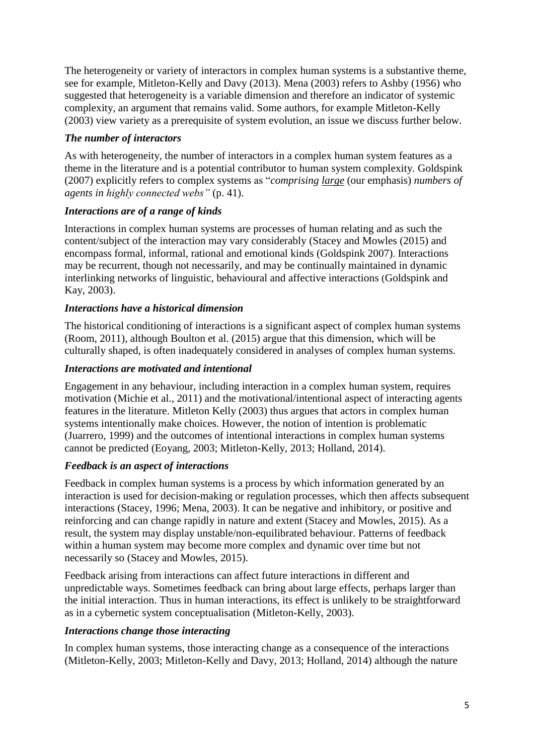The heterogeneity or variety of interactors in complex human systems is a substantive theme, see for example, Mitleton-Kelly and Davy (2013). Mena (2003) refers to Ashby (1956) who suggested that heterogeneity is a variable dimension and therefore an indicator of systemic complexity, an argument that remains valid. Some authors, for example Mitleton-Kelly (2003) view variety as a prerequisite of system evolution, an issue we discuss further below.

### *The number of interactors*

As with heterogeneity, the number of interactors in a complex human system features as a theme in the literature and is a potential contributor to human system complexity. Goldspink (2007) explicitly refers to complex systems as "*comprising large* (our emphasis) *numbers of agents in highly connected webs"* (p. 41).

### *Interactions are of a range of kinds*

Interactions in complex human systems are processes of human relating and as such the content/subject of the interaction may vary considerably (Stacey and Mowles (2015) and encompass formal, informal, rational and emotional kinds (Goldspink 2007). Interactions may be recurrent, though not necessarily, and may be continually maintained in dynamic interlinking networks of linguistic, behavioural and affective interactions (Goldspink and Kay, 2003).

### *Interactions have a historical dimension*

The historical conditioning of interactions is a significant aspect of complex human systems (Room, 2011), although Boulton et al. (2015) argue that this dimension, which will be culturally shaped, is often inadequately considered in analyses of complex human systems.

### *Interactions are motivated and intentional*

Engagement in any behaviour, including interaction in a complex human system, requires motivation (Michie et al., 2011) and the motivational/intentional aspect of interacting agents features in the literature. Mitleton Kelly (2003) thus argues that actors in complex human systems intentionally make choices. However, the notion of intention is problematic (Juarrero, 1999) and the outcomes of intentional interactions in complex human systems cannot be predicted (Eoyang, 2003; Mitleton-Kelly, 2013; Holland, 2014).

### *Feedback is an aspect of interactions*

Feedback in complex human systems is a process by which information generated by an interaction is used for decision-making or regulation processes, which then affects subsequent interactions (Stacey, 1996; Mena, 2003). It can be negative and inhibitory, or positive and reinforcing and can change rapidly in nature and extent (Stacey and Mowles, 2015). As a result, the system may display unstable/non-equilibrated behaviour. Patterns of feedback within a human system may become more complex and dynamic over time but not necessarily so (Stacey and Mowles, 2015).

Feedback arising from interactions can affect future interactions in different and unpredictable ways. Sometimes feedback can bring about large effects, perhaps larger than the initial interaction. Thus in human interactions, its effect is unlikely to be straightforward as in a cybernetic system conceptualisation (Mitleton-Kelly, 2003).

### *Interactions change those interacting*

In complex human systems, those interacting change as a consequence of the interactions (Mitleton-Kelly, 2003; Mitleton-Kelly and Davy, 2013; Holland, 2014) although the nature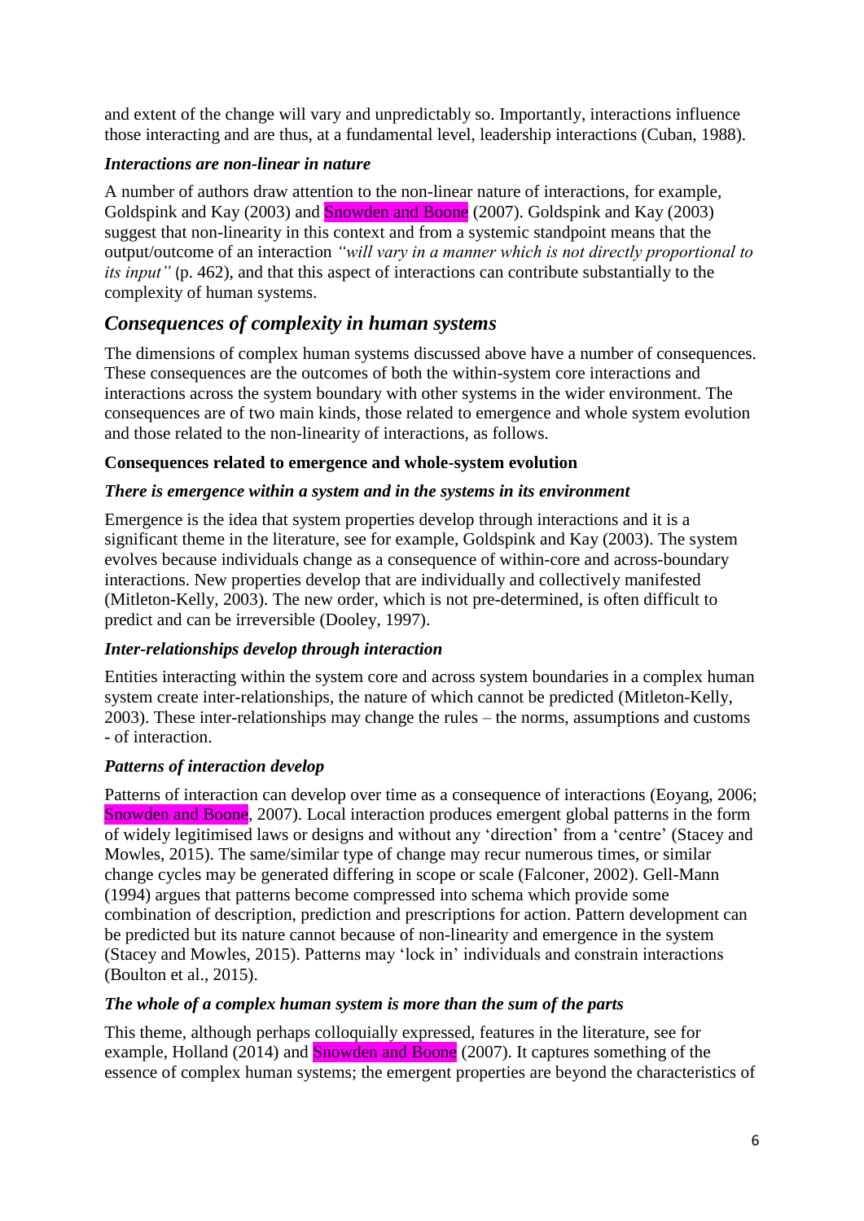and extent of the change will vary and unpredictably so. Importantly, interactions influence those interacting and are thus, at a fundamental level, leadership interactions (Cuban, 1988).

### *Interactions are non-linear in nature*

A number of authors draw attention to the non-linear nature of interactions, for example, Goldspink and Kay (2003) and Snowden and Boone (2007). Goldspink and Kay (2003) suggest that non-linearity in this context and from a systemic standpoint means that the output/outcome of an interaction *"will vary in a manner which is not directly proportional to its input"* (p. 462), and that this aspect of interactions can contribute substantially to the complexity of human systems.

## *Consequences of complexity in human systems*

The dimensions of complex human systems discussed above have a number of consequences. These consequences are the outcomes of both the within-system core interactions and interactions across the system boundary with other systems in the wider environment. The consequences are of two main kinds, those related to emergence and whole system evolution and those related to the non-linearity of interactions, as follows.

### **Consequences related to emergence and whole-system evolution**

### *There is emergence within a system and in the systems in its environment*

Emergence is the idea that system properties develop through interactions and it is a significant theme in the literature, see for example, Goldspink and Kay (2003). The system evolves because individuals change as a consequence of within-core and across-boundary interactions. New properties develop that are individually and collectively manifested (Mitleton-Kelly, 2003). The new order, which is not pre-determined, is often difficult to predict and can be irreversible (Dooley, 1997).

### *Inter-relationships develop through interaction*

Entities interacting within the system core and across system boundaries in a complex human system create inter-relationships, the nature of which cannot be predicted (Mitleton-Kelly, 2003). These inter-relationships may change the rules – the norms, assumptions and customs - of interaction.

### *Patterns of interaction develop*

Patterns of interaction can develop over time as a consequence of interactions (Eoyang, 2006; Snowden and Boone, 2007). Local interaction produces emergent global patterns in the form of widely legitimised laws or designs and without any 'direction' from a 'centre' (Stacey and Mowles, 2015). The same/similar type of change may recur numerous times, or similar change cycles may be generated differing in scope or scale (Falconer, 2002). Gell-Mann (1994) argues that patterns become compressed into schema which provide some combination of description, prediction and prescriptions for action. Pattern development can be predicted but its nature cannot because of non-linearity and emergence in the system (Stacey and Mowles, 2015). Patterns may 'lock in' individuals and constrain interactions (Boulton et al., 2015).

### *The whole of a complex human system is more than the sum of the parts*

This theme, although perhaps colloquially expressed, features in the literature, see for example, Holland (2014) and Snowden and Boone (2007). It captures something of the essence of complex human systems; the emergent properties are beyond the characteristics of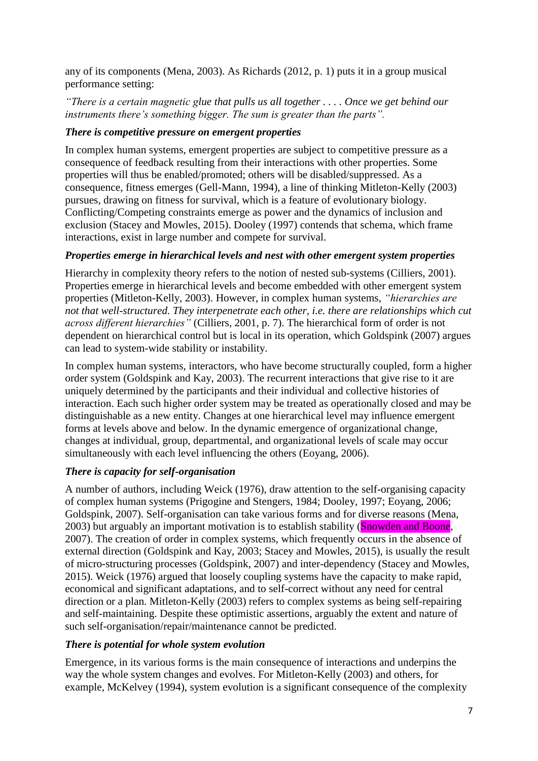any of its components (Mena, 2003). As Richards (2012, p. 1) puts it in a group musical performance setting:

*"There is a certain magnetic glue that pulls us all together . . . . Once we get behind our instruments there's something bigger. The sum is greater than the parts".*

### *There is competitive pressure on emergent properties*

In complex human systems, emergent properties are subject to competitive pressure as a consequence of feedback resulting from their interactions with other properties. Some properties will thus be enabled/promoted; others will be disabled/suppressed. As a consequence, fitness emerges (Gell-Mann, 1994), a line of thinking Mitleton-Kelly (2003) pursues, drawing on fitness for survival, which is a feature of evolutionary biology. Conflicting/Competing constraints emerge as power and the dynamics of inclusion and exclusion (Stacey and Mowles, 2015). Dooley (1997) contends that schema, which frame interactions, exist in large number and compete for survival.

### *Properties emerge in hierarchical levels and nest with other emergent system properties*

Hierarchy in complexity theory refers to the notion of nested sub-systems (Cilliers, 2001). Properties emerge in hierarchical levels and become embedded with other emergent system properties (Mitleton-Kelly, 2003). However, in complex human systems, *"hierarchies are not that well-structured. They interpenetrate each other, i.e. there are relationships which cut across different hierarchies"* (Cilliers, 2001, p. 7). The hierarchical form of order is not dependent on hierarchical control but is local in its operation, which Goldspink (2007) argues can lead to system-wide stability or instability.

In complex human systems, interactors, who have become structurally coupled, form a higher order system (Goldspink and Kay, 2003). The recurrent interactions that give rise to it are uniquely determined by the participants and their individual and collective histories of interaction. Each such higher order system may be treated as operationally closed and may be distinguishable as a new entity. Changes at one hierarchical level may influence emergent forms at levels above and below. In the dynamic emergence of organizational change, changes at individual, group, departmental, and organizational levels of scale may occur simultaneously with each level influencing the others (Eoyang, 2006).

### *There is capacity for self-organisation*

A number of authors, including Weick (1976), draw attention to the self-organising capacity of complex human systems (Prigogine and Stengers, 1984; Dooley, 1997; Eoyang, 2006; Goldspink, 2007). Self-organisation can take various forms and for diverse reasons (Mena, 2003) but arguably an important motivation is to establish stability (Snowden and Boone, 2007). The creation of order in complex systems, which frequently occurs in the absence of external direction (Goldspink and Kay, 2003; Stacey and Mowles, 2015), is usually the result of micro-structuring processes (Goldspink, 2007) and inter-dependency (Stacey and Mowles, 2015). Weick (1976) argued that loosely coupling systems have the capacity to make rapid, economical and significant adaptations, and to self-correct without any need for central direction or a plan. Mitleton-Kelly (2003) refers to complex systems as being self-repairing and self-maintaining. Despite these optimistic assertions, arguably the extent and nature of such self-organisation/repair/maintenance cannot be predicted.

### *There is potential for whole system evolution*

Emergence, in its various forms is the main consequence of interactions and underpins the way the whole system changes and evolves. For Mitleton-Kelly (2003) and others, for example, McKelvey (1994), system evolution is a significant consequence of the complexity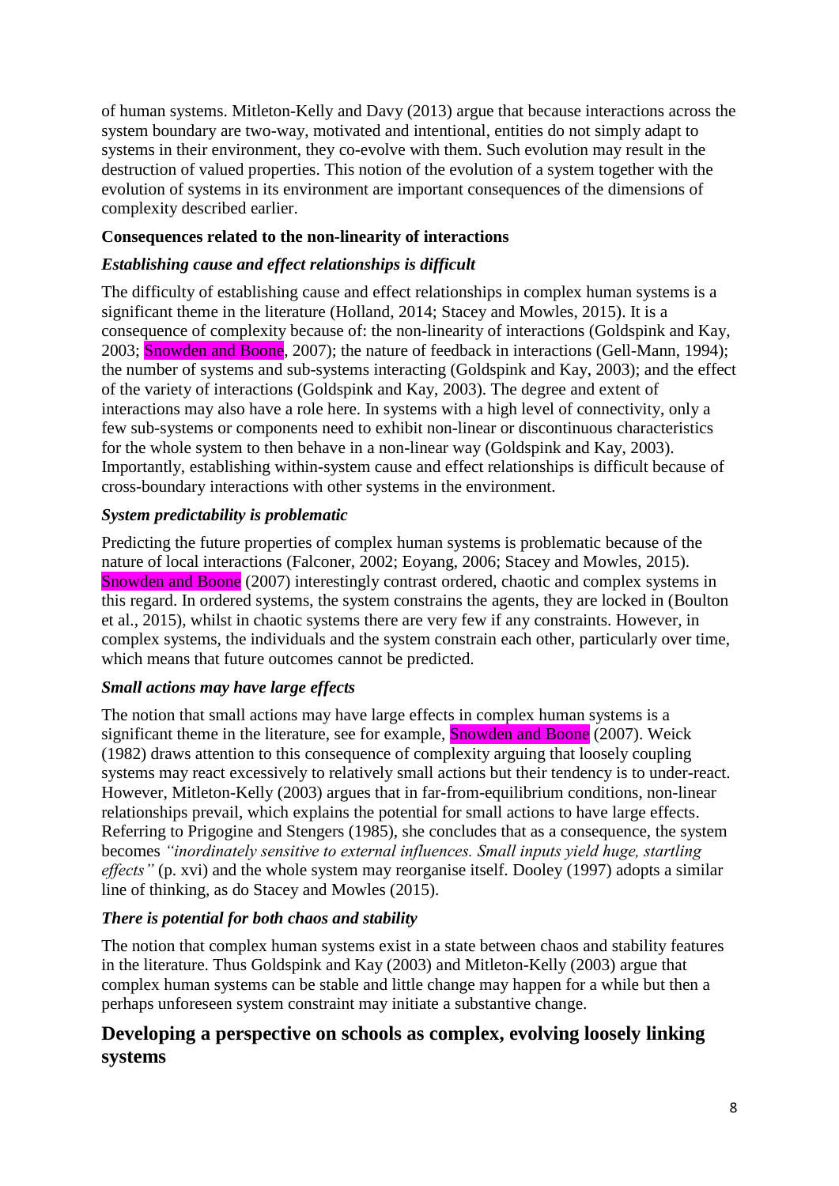of human systems. Mitleton-Kelly and Davy (2013) argue that because interactions across the system boundary are two-way, motivated and intentional, entities do not simply adapt to systems in their environment, they co-evolve with them. Such evolution may result in the destruction of valued properties. This notion of the evolution of a system together with the evolution of systems in its environment are important consequences of the dimensions of complexity described earlier.

**Consequences related to the non-linearity of interactions**

***Establishing cause and effect relationships is difficult***

The difficulty of establishing cause and effect relationships in complex human systems is a significant theme in the literature (Holland, 2014; Stacey and Mowles, 2015). It is a consequence of complexity because of: the non-linearity of interactions (Goldspink and Kay, 2003; Snowden and Boone, 2007); the nature of feedback in interactions (Gell-Mann, 1994); the number of systems and sub-systems interacting (Goldspink and Kay, 2003); and the effect of the variety of interactions (Goldspink and Kay, 2003). The degree and extent of interactions may also have a role here. In systems with a high level of connectivity, only a few sub-systems or components need to exhibit non-linear or discontinuous characteristics for the whole system to then behave in a non-linear way (Goldspink and Kay, 2003). Importantly, establishing within-system cause and effect relationships is difficult because of cross-boundary interactions with other systems in the environment.

***System predictability is problematic***

Predicting the future properties of complex human systems is problematic because of the nature of local interactions (Falconer, 2002; Eoyang, 2006; Stacey and Mowles, 2015). Snowden and Boone (2007) interestingly contrast ordered, chaotic and complex systems in this regard. In ordered systems, the system constrains the agents, they are locked in (Boulton et al., 2015), whilst in chaotic systems there are very few if any constraints. However, in complex systems, the individuals and the system constrain each other, particularly over time, which means that future outcomes cannot be predicted.

***Small actions may have large effects***

The notion that small actions may have large effects in complex human systems is a significant theme in the literature, see for example, Snowden and Boone (2007). Weick (1982) draws attention to this consequence of complexity arguing that loosely coupling systems may react excessively to relatively small actions but their tendency is to under-react. However, Mitleton-Kelly (2003) argues that in far-from-equilibrium conditions, non-linear relationships prevail, which explains the potential for small actions to have large effects. Referring to Prigogine and Stengers (1985), she concludes that as a consequence, the system becomes *"inordinately sensitive to external influences. Small inputs yield huge, startling effects"* (p. xvi) and the whole system may reorganise itself. Dooley (1997) adopts a similar line of thinking, as do Stacey and Mowles (2015).

***There is potential for both chaos and stability***

The notion that complex human systems exist in a state between chaos and stability features in the literature. Thus Goldspink and Kay (2003) and Mitleton-Kelly (2003) argue that complex human systems can be stable and little change may happen for a while but then a perhaps unforeseen system constraint may initiate a substantive change.

## Developing a perspective on schools as complex, evolving loosely linking systems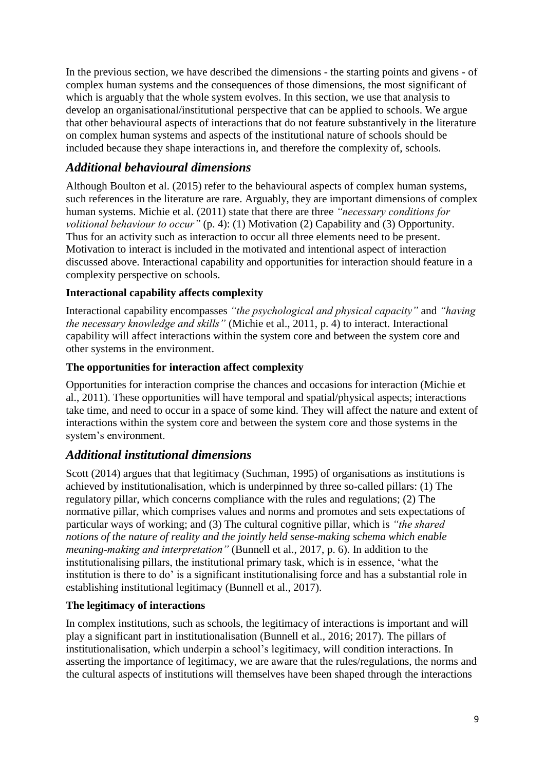In the previous section, we have described the dimensions - the starting points and givens - of complex human systems and the consequences of those dimensions, the most significant of which is arguably that the whole system evolves. In this section, we use that analysis to develop an organisational/institutional perspective that can be applied to schools. We argue that other behavioural aspects of interactions that do not feature substantively in the literature on complex human systems and aspects of the institutional nature of schools should be included because they shape interactions in, and therefore the complexity of, schools.

## *Additional behavioural dimensions*

Although Boulton et al. (2015) refer to the behavioural aspects of complex human systems, such references in the literature are rare. Arguably, they are important dimensions of complex human systems. Michie et al. (2011) state that there are three *"necessary conditions for volitional behaviour to occur"* (p. 4): (1) Motivation (2) Capability and (3) Opportunity. Thus for an activity such as interaction to occur all three elements need to be present. Motivation to interact is included in the motivated and intentional aspect of interaction discussed above. Interactional capability and opportunities for interaction should feature in a complexity perspective on schools.

### **Interactional capability affects complexity**

Interactional capability encompasses *"the psychological and physical capacity"* and *"having the necessary knowledge and skills"* (Michie et al., 2011, p. 4) to interact. Interactional capability will affect interactions within the system core and between the system core and other systems in the environment.

### **The opportunities for interaction affect complexity**

Opportunities for interaction comprise the chances and occasions for interaction (Michie et al., 2011). These opportunities will have temporal and spatial/physical aspects; interactions take time, and need to occur in a space of some kind. They will affect the nature and extent of interactions within the system core and between the system core and those systems in the system's environment.

## *Additional institutional dimensions*

Scott (2014) argues that that legitimacy (Suchman, 1995) of organisations as institutions is achieved by institutionalisation, which is underpinned by three so-called pillars: (1) The regulatory pillar, which concerns compliance with the rules and regulations; (2) The normative pillar, which comprises values and norms and promotes and sets expectations of particular ways of working; and (3) The cultural cognitive pillar, which is *"the shared notions of the nature of reality and the jointly held sense-making schema which enable meaning-making and interpretation"* (Bunnell et al., 2017, p. 6). In addition to the institutionalising pillars, the institutional primary task, which is in essence, 'what the institution is there to do' is a significant institutionalising force and has a substantial role in establishing institutional legitimacy (Bunnell et al., 2017).

### **The legitimacy of interactions**

In complex institutions, such as schools, the legitimacy of interactions is important and will play a significant part in institutionalisation (Bunnell et al., 2016; 2017). The pillars of institutionalisation, which underpin a school's legitimacy, will condition interactions. In asserting the importance of legitimacy, we are aware that the rules/regulations, the norms and the cultural aspects of institutions will themselves have been shaped through the interactions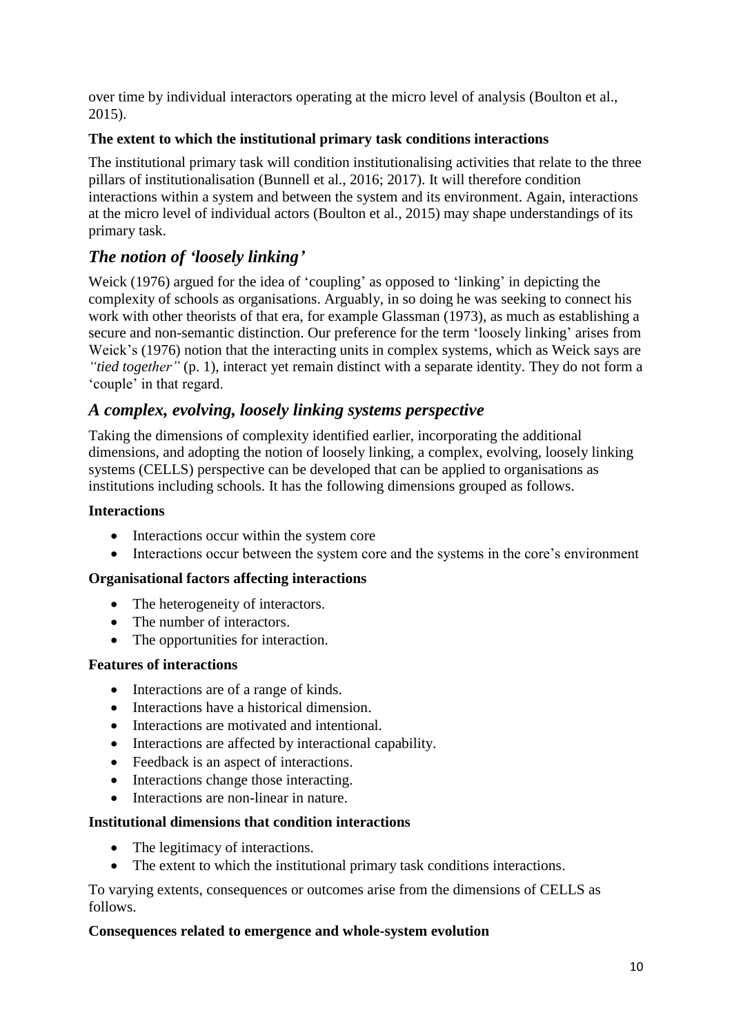over time by individual interactors operating at the micro level of analysis (Boulton et al., 2015).

**The extent to which the institutional primary task conditions interactions**

The institutional primary task will condition institutionalising activities that relate to the three pillars of institutionalisation (Bunnell et al., 2016; 2017). It will therefore condition interactions within a system and between the system and its environment. Again, interactions at the micro level of individual actors (Boulton et al., 2015) may shape understandings of its primary task.

## *The notion of 'loosely linking'*

Weick (1976) argued for the idea of 'coupling' as opposed to 'linking' in depicting the complexity of schools as organisations. Arguably, in so doing he was seeking to connect his work with other theorists of that era, for example Glassman (1973), as much as establishing a secure and non-semantic distinction. Our preference for the term 'loosely linking' arises from Weick's (1976) notion that the interacting units in complex systems, which as Weick says are *"tied together"* (p. 1), interact yet remain distinct with a separate identity. They do not form a 'couple' in that regard.

## *A complex, evolving, loosely linking systems perspective*

Taking the dimensions of complexity identified earlier, incorporating the additional dimensions, and adopting the notion of loosely linking, a complex, evolving, loosely linking systems (CELLS) perspective can be developed that can be applied to organisations as institutions including schools. It has the following dimensions grouped as follows.

**Interactions**

- Interactions occur within the system core
- Interactions occur between the system core and the systems in the core's environment

**Organisational factors affecting interactions**

- The heterogeneity of interactors.
- The number of interactors.
- The opportunities for interaction.

**Features of interactions**

- Interactions are of a range of kinds.
- Interactions have a historical dimension.
- Interactions are motivated and intentional.
- Interactions are affected by interactional capability.
- Feedback is an aspect of interactions.
- Interactions change those interacting.
- Interactions are non-linear in nature.

**Institutional dimensions that condition interactions**

- The legitimacy of interactions.
- The extent to which the institutional primary task conditions interactions.

To varying extents, consequences or outcomes arise from the dimensions of CELLS as follows.

**Consequences related to emergence and whole-system evolution**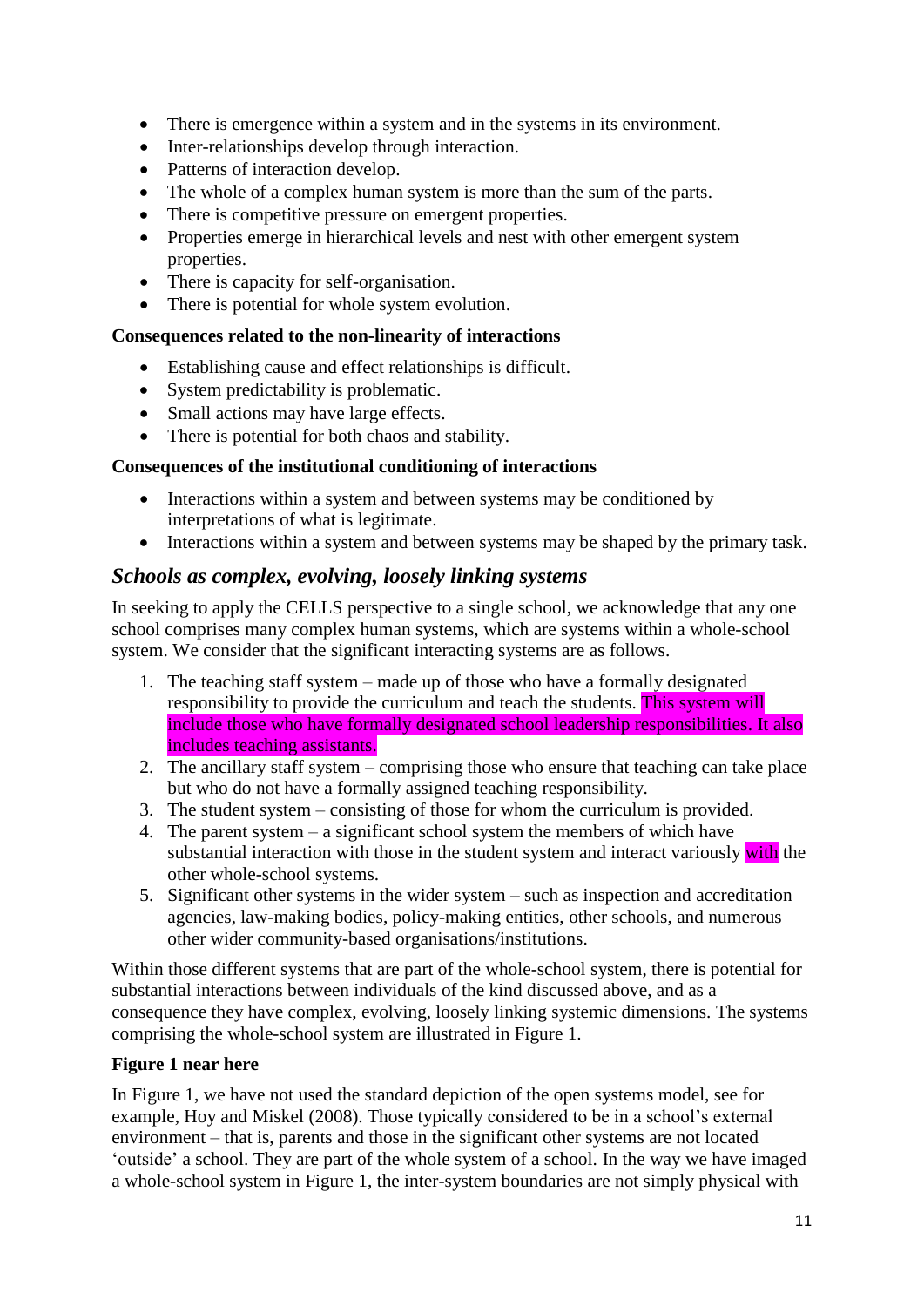- There is emergence within a system and in the systems in its environment.
- Inter-relationships develop through interaction.
- Patterns of interaction develop.
- The whole of a complex human system is more than the sum of the parts.
- There is competitive pressure on emergent properties.
- Properties emerge in hierarchical levels and nest with other emergent system properties.
- There is capacity for self-organisation.
- There is potential for whole system evolution.

**Consequences related to the non-linearity of interactions**

- Establishing cause and effect relationships is difficult.
- System predictability is problematic.
- Small actions may have large effects.
- There is potential for both chaos and stability.

**Consequences of the institutional conditioning of interactions**

- Interactions within a system and between systems may be conditioned by interpretations of what is legitimate.
- Interactions within a system and between systems may be shaped by the primary task.

## *Schools as complex, evolving, loosely linking systems*

In seeking to apply the CELLS perspective to a single school, we acknowledge that any one school comprises many complex human systems, which are systems within a whole-school system. We consider that the significant interacting systems are as follows.

1. The teaching staff system – made up of those who have a formally designated responsibility to provide the curriculum and teach the students. This system will include those who have formally designated school leadership responsibilities. It also includes teaching assistants.
2. The ancillary staff system – comprising those who ensure that teaching can take place but who do not have a formally assigned teaching responsibility.
3. The student system – consisting of those for whom the curriculum is provided.
4. The parent system – a significant school system the members of which have substantial interaction with those in the student system and interact variously with the other whole-school systems.
5. Significant other systems in the wider system – such as inspection and accreditation agencies, law-making bodies, policy-making entities, other schools, and numerous other wider community-based organisations/institutions.

Within those different systems that are part of the whole-school system, there is potential for substantial interactions between individuals of the kind discussed above, and as a consequence they have complex, evolving, loosely linking systemic dimensions. The systems comprising the whole-school system are illustrated in Figure 1.

**Figure 1 near here**

In Figure 1, we have not used the standard depiction of the open systems model, see for example, Hoy and Miskel (2008). Those typically considered to be in a school's external environment – that is, parents and those in the significant other systems are not located 'outside' a school. They are part of the whole system of a school. In the way we have imaged a whole-school system in Figure 1, the inter-system boundaries are not simply physical with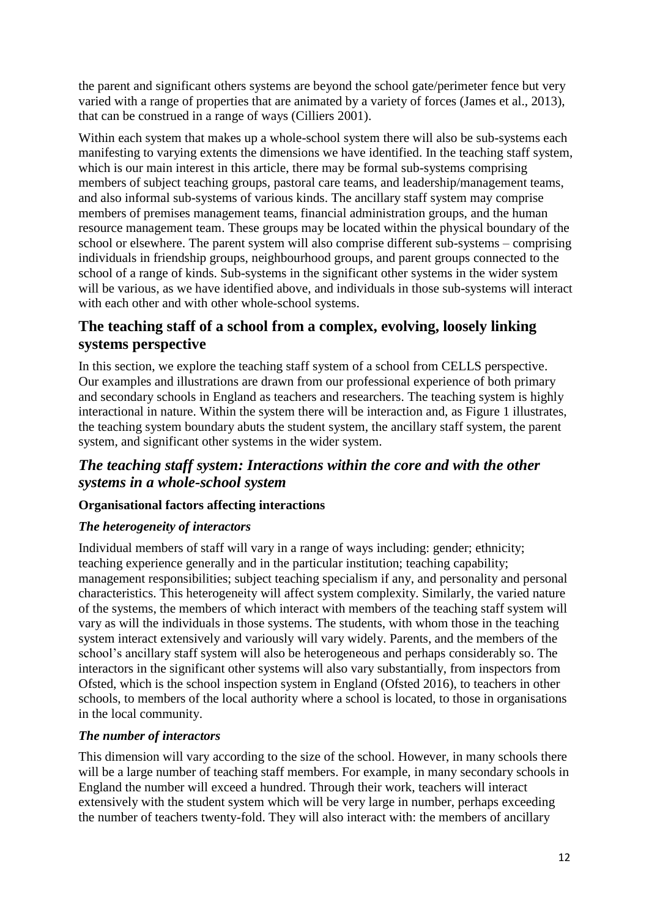the parent and significant others systems are beyond the school gate/perimeter fence but very varied with a range of properties that are animated by a variety of forces (James et al., 2013), that can be construed in a range of ways (Cilliers 2001).

Within each system that makes up a whole-school system there will also be sub-systems each manifesting to varying extents the dimensions we have identified. In the teaching staff system, which is our main interest in this article, there may be formal sub-systems comprising members of subject teaching groups, pastoral care teams, and leadership/management teams, and also informal sub-systems of various kinds. The ancillary staff system may comprise members of premises management teams, financial administration groups, and the human resource management team. These groups may be located within the physical boundary of the school or elsewhere. The parent system will also comprise different sub-systems – comprising individuals in friendship groups, neighbourhood groups, and parent groups connected to the school of a range of kinds. Sub-systems in the significant other systems in the wider system will be various, as we have identified above, and individuals in those sub-systems will interact with each other and with other whole-school systems.

## The teaching staff of a school from a complex, evolving, loosely linking systems perspective

In this section, we explore the teaching staff system of a school from CELLS perspective. Our examples and illustrations are drawn from our professional experience of both primary and secondary schools in England as teachers and researchers. The teaching system is highly interactional in nature. Within the system there will be interaction and, as Figure 1 illustrates, the teaching system boundary abuts the student system, the ancillary staff system, the parent system, and significant other systems in the wider system.

### *The teaching staff system: Interactions within the core and with the other systems in a whole-school system*

#### Organisational factors affecting interactions

#### *The heterogeneity of interactors*

Individual members of staff will vary in a range of ways including: gender; ethnicity; teaching experience generally and in the particular institution; teaching capability; management responsibilities; subject teaching specialism if any, and personality and personal characteristics. This heterogeneity will affect system complexity. Similarly, the varied nature of the systems, the members of which interact with members of the teaching staff system will vary as will the individuals in those systems. The students, with whom those in the teaching system interact extensively and variously will vary widely. Parents, and the members of the school's ancillary staff system will also be heterogeneous and perhaps considerably so. The interactors in the significant other systems will also vary substantially, from inspectors from Ofsted, which is the school inspection system in England (Ofsted 2016), to teachers in other schools, to members of the local authority where a school is located, to those in organisations in the local community.

#### *The number of interactors*

This dimension will vary according to the size of the school. However, in many schools there will be a large number of teaching staff members. For example, in many secondary schools in England the number will exceed a hundred. Through their work, teachers will interact extensively with the student system which will be very large in number, perhaps exceeding the number of teachers twenty-fold. They will also interact with: the members of ancillary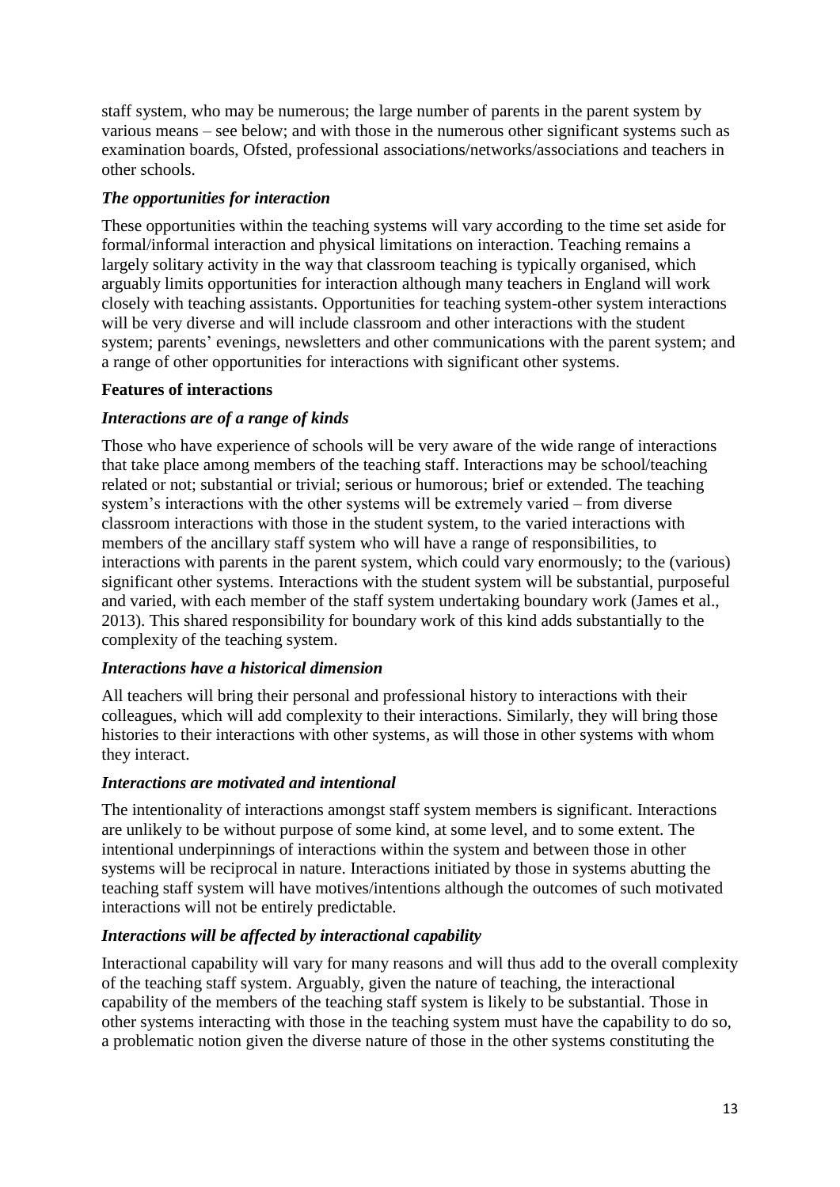staff system, who may be numerous; the large number of parents in the parent system by various means – see below; and with those in the numerous other significant systems such as examination boards, Ofsted, professional associations/networks/associations and teachers in other schools.

### *The opportunities for interaction*

These opportunities within the teaching systems will vary according to the time set aside for formal/informal interaction and physical limitations on interaction. Teaching remains a largely solitary activity in the way that classroom teaching is typically organised, which arguably limits opportunities for interaction although many teachers in England will work closely with teaching assistants. Opportunities for teaching system-other system interactions will be very diverse and will include classroom and other interactions with the student system; parents' evenings, newsletters and other communications with the parent system; and a range of other opportunities for interactions with significant other systems.

## **Features of interactions**

### *Interactions are of a range of kinds*

Those who have experience of schools will be very aware of the wide range of interactions that take place among members of the teaching staff. Interactions may be school/teaching related or not; substantial or trivial; serious or humorous; brief or extended. The teaching system's interactions with the other systems will be extremely varied – from diverse classroom interactions with those in the student system, to the varied interactions with members of the ancillary staff system who will have a range of responsibilities, to interactions with parents in the parent system, which could vary enormously; to the (various) significant other systems. Interactions with the student system will be substantial, purposeful and varied, with each member of the staff system undertaking boundary work (James et al., 2013). This shared responsibility for boundary work of this kind adds substantially to the complexity of the teaching system.

### *Interactions have a historical dimension*

All teachers will bring their personal and professional history to interactions with their colleagues, which will add complexity to their interactions. Similarly, they will bring those histories to their interactions with other systems, as will those in other systems with whom they interact.

### *Interactions are motivated and intentional*

The intentionality of interactions amongst staff system members is significant. Interactions are unlikely to be without purpose of some kind, at some level, and to some extent. The intentional underpinnings of interactions within the system and between those in other systems will be reciprocal in nature. Interactions initiated by those in systems abutting the teaching staff system will have motives/intentions although the outcomes of such motivated interactions will not be entirely predictable.

### *Interactions will be affected by interactional capability*

Interactional capability will vary for many reasons and will thus add to the overall complexity of the teaching staff system. Arguably, given the nature of teaching, the interactional capability of the members of the teaching staff system is likely to be substantial. Those in other systems interacting with those in the teaching system must have the capability to do so, a problematic notion given the diverse nature of those in the other systems constituting the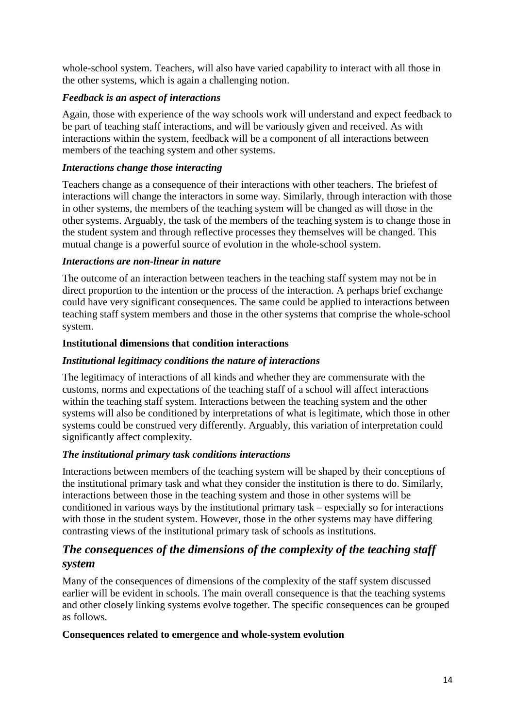whole-school system. Teachers, will also have varied capability to interact with all those in the other systems, which is again a challenging notion.

***Feedback is an aspect of interactions***

Again, those with experience of the way schools work will understand and expect feedback to be part of teaching staff interactions, and will be variously given and received. As with interactions within the system, feedback will be a component of all interactions between members of the teaching system and other systems.

***Interactions change those interacting***

Teachers change as a consequence of their interactions with other teachers. The briefest of interactions will change the interactors in some way. Similarly, through interaction with those in other systems, the members of the teaching system will be changed as will those in the other systems. Arguably, the task of the members of the teaching system is to change those in the student system and through reflective processes they themselves will be changed. This mutual change is a powerful source of evolution in the whole-school system.

***Interactions are non-linear in nature***

The outcome of an interaction between teachers in the teaching staff system may not be in direct proportion to the intention or the process of the interaction. A perhaps brief exchange could have very significant consequences. The same could be applied to interactions between teaching staff system members and those in the other systems that comprise the whole-school system.

**Institutional dimensions that condition interactions**

***Institutional legitimacy conditions the nature of interactions***

The legitimacy of interactions of all kinds and whether they are commensurate with the customs, norms and expectations of the teaching staff of a school will affect interactions within the teaching staff system. Interactions between the teaching system and the other systems will also be conditioned by interpretations of what is legitimate, which those in other systems could be construed very differently. Arguably, this variation of interpretation could significantly affect complexity.

***The institutional primary task conditions interactions***

Interactions between members of the teaching system will be shaped by their conceptions of the institutional primary task and what they consider the institution is there to do. Similarly, interactions between those in the teaching system and those in other systems will be conditioned in various ways by the institutional primary task – especially so for interactions with those in the student system. However, those in the other systems may have differing contrasting views of the institutional primary task of schools as institutions.

## *The consequences of the dimensions of the complexity of the teaching staff system*

Many of the consequences of dimensions of the complexity of the staff system discussed earlier will be evident in schools. The main overall consequence is that the teaching systems and other closely linking systems evolve together. The specific consequences can be grouped as follows.

**Consequences related to emergence and whole-system evolution**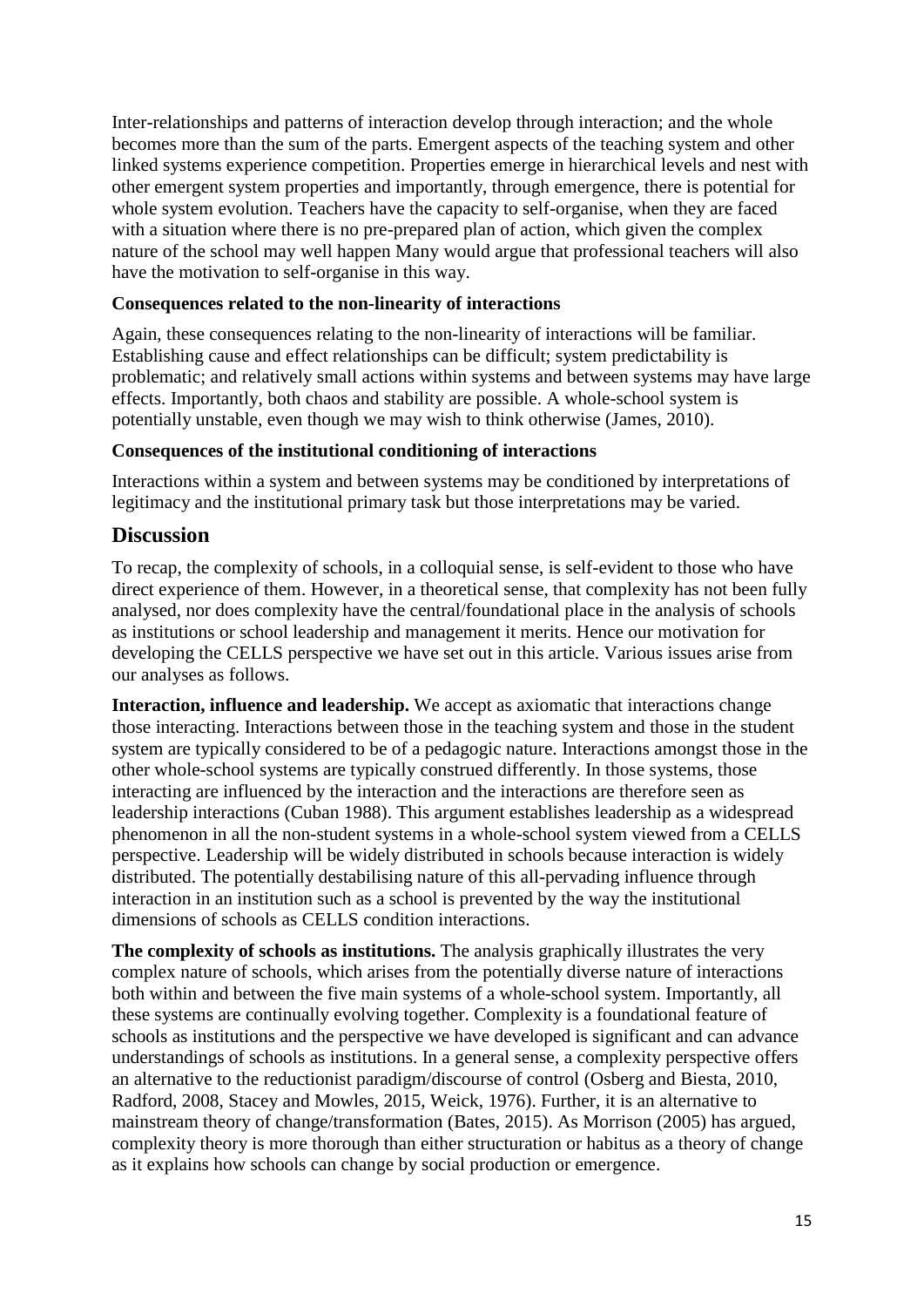Inter-relationships and patterns of interaction develop through interaction; and the whole becomes more than the sum of the parts. Emergent aspects of the teaching system and other linked systems experience competition. Properties emerge in hierarchical levels and nest with other emergent system properties and importantly, through emergence, there is potential for whole system evolution. Teachers have the capacity to self-organise, when they are faced with a situation where there is no pre-prepared plan of action, which given the complex nature of the school may well happen Many would argue that professional teachers will also have the motivation to self-organise in this way.

**Consequences related to the non-linearity of interactions**

Again, these consequences relating to the non-linearity of interactions will be familiar. Establishing cause and effect relationships can be difficult; system predictability is problematic; and relatively small actions within systems and between systems may have large effects. Importantly, both chaos and stability are possible. A whole-school system is potentially unstable, even though we may wish to think otherwise (James, 2010).

**Consequences of the institutional conditioning of interactions**

Interactions within a system and between systems may be conditioned by interpretations of legitimacy and the institutional primary task but those interpretations may be varied.

## Discussion

To recap, the complexity of schools, in a colloquial sense, is self-evident to those who have direct experience of them. However, in a theoretical sense, that complexity has not been fully analysed, nor does complexity have the central/foundational place in the analysis of schools as institutions or school leadership and management it merits. Hence our motivation for developing the CELLS perspective we have set out in this article. Various issues arise from our analyses as follows.

**Interaction, influence and leadership.** We accept as axiomatic that interactions change those interacting. Interactions between those in the teaching system and those in the student system are typically considered to be of a pedagogic nature. Interactions amongst those in the other whole-school systems are typically construed differently. In those systems, those interacting are influenced by the interaction and the interactions are therefore seen as leadership interactions (Cuban 1988). This argument establishes leadership as a widespread phenomenon in all the non-student systems in a whole-school system viewed from a CELLS perspective. Leadership will be widely distributed in schools because interaction is widely distributed. The potentially destabilising nature of this all-pervading influence through interaction in an institution such as a school is prevented by the way the institutional dimensions of schools as CELLS condition interactions.

**The complexity of schools as institutions.** The analysis graphically illustrates the very complex nature of schools, which arises from the potentially diverse nature of interactions both within and between the five main systems of a whole-school system. Importantly, all these systems are continually evolving together. Complexity is a foundational feature of schools as institutions and the perspective we have developed is significant and can advance understandings of schools as institutions. In a general sense, a complexity perspective offers an alternative to the reductionist paradigm/discourse of control (Osberg and Biesta, 2010, Radford, 2008, Stacey and Mowles, 2015, Weick, 1976). Further, it is an alternative to mainstream theory of change/transformation (Bates, 2015). As Morrison (2005) has argued, complexity theory is more thorough than either structuration or habitus as a theory of change as it explains how schools can change by social production or emergence.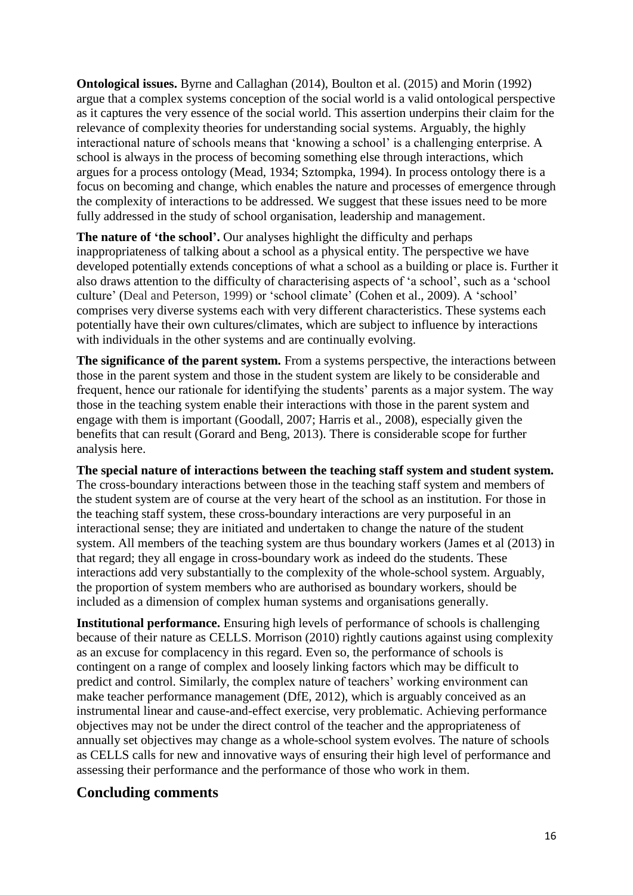**Ontological issues.** Byrne and Callaghan (2014), Boulton et al. (2015) and Morin (1992) argue that a complex systems conception of the social world is a valid ontological perspective as it captures the very essence of the social world. This assertion underpins their claim for the relevance of complexity theories for understanding social systems. Arguably, the highly interactional nature of schools means that 'knowing a school' is a challenging enterprise. A school is always in the process of becoming something else through interactions, which argues for a process ontology (Mead, 1934; Sztompka, 1994). In process ontology there is a focus on becoming and change, which enables the nature and processes of emergence through the complexity of interactions to be addressed. We suggest that these issues need to be more fully addressed in the study of school organisation, leadership and management.

**The nature of 'the school'.** Our analyses highlight the difficulty and perhaps inappropriateness of talking about a school as a physical entity. The perspective we have developed potentially extends conceptions of what a school as a building or place is. Further it also draws attention to the difficulty of characterising aspects of 'a school', such as a 'school culture' (Deal and Peterson, 1999) or 'school climate' (Cohen et al., 2009). A 'school' comprises very diverse systems each with very different characteristics. These systems each potentially have their own cultures/climates, which are subject to influence by interactions with individuals in the other systems and are continually evolving.

**The significance of the parent system.** From a systems perspective, the interactions between those in the parent system and those in the student system are likely to be considerable and frequent, hence our rationale for identifying the students' parents as a major system. The way those in the teaching system enable their interactions with those in the parent system and engage with them is important (Goodall, 2007; Harris et al., 2008), especially given the benefits that can result (Gorard and Beng, 2013). There is considerable scope for further analysis here.

**The special nature of interactions between the teaching staff system and student system.** The cross-boundary interactions between those in the teaching staff system and members of the student system are of course at the very heart of the school as an institution. For those in the teaching staff system, these cross-boundary interactions are very purposeful in an interactional sense; they are initiated and undertaken to change the nature of the student system. All members of the teaching system are thus boundary workers (James et al (2013) in that regard; they all engage in cross-boundary work as indeed do the students. These interactions add very substantially to the complexity of the whole-school system. Arguably, the proportion of system members who are authorised as boundary workers, should be included as a dimension of complex human systems and organisations generally.

**Institutional performance.** Ensuring high levels of performance of schools is challenging because of their nature as CELLS. Morrison (2010) rightly cautions against using complexity as an excuse for complacency in this regard. Even so, the performance of schools is contingent on a range of complex and loosely linking factors which may be difficult to predict and control. Similarly, the complex nature of teachers' working environment can make teacher performance management (DfE, 2012), which is arguably conceived as an instrumental linear and cause-and-effect exercise, very problematic. Achieving performance objectives may not be under the direct control of the teacher and the appropriateness of annually set objectives may change as a whole-school system evolves. The nature of schools as CELLS calls for new and innovative ways of ensuring their high level of performance and assessing their performance and the performance of those who work in them.

## Concluding comments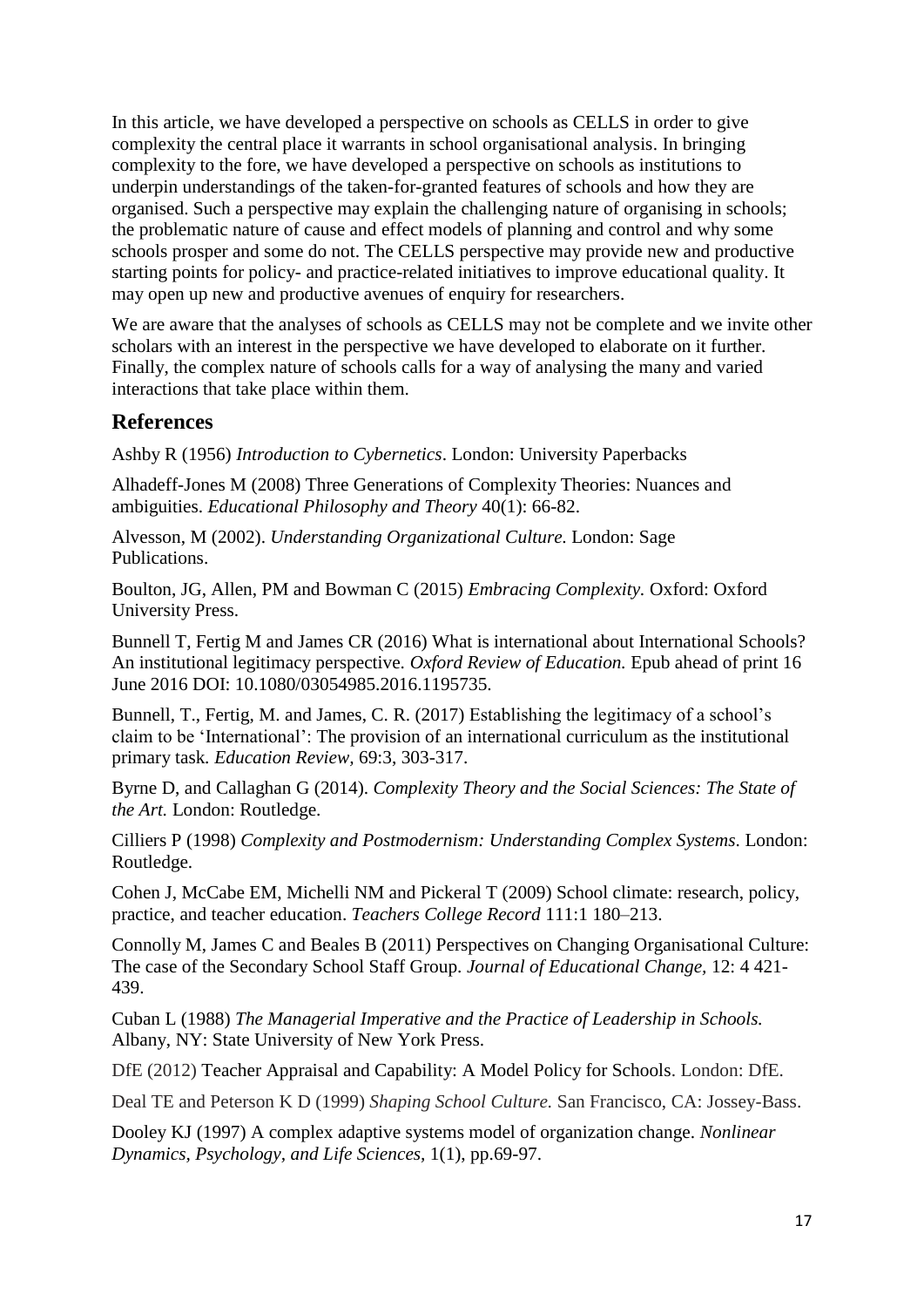In this article, we have developed a perspective on schools as CELLS in order to give complexity the central place it warrants in school organisational analysis. In bringing complexity to the fore, we have developed a perspective on schools as institutions to underpin understandings of the taken-for-granted features of schools and how they are organised. Such a perspective may explain the challenging nature of organising in schools; the problematic nature of cause and effect models of planning and control and why some schools prosper and some do not. The CELLS perspective may provide new and productive starting points for policy- and practice-related initiatives to improve educational quality. It may open up new and productive avenues of enquiry for researchers.

We are aware that the analyses of schools as CELLS may not be complete and we invite other scholars with an interest in the perspective we have developed to elaborate on it further. Finally, the complex nature of schools calls for a way of analysing the many and varied interactions that take place within them.

## References

Ashby R (1956) *Introduction to Cybernetics*. London: University Paperbacks

Alhadeff-Jones M (2008) Three Generations of Complexity Theories: Nuances and ambiguities. *Educational Philosophy and Theory* 40(1): 66-82.

Alvesson, M (2002). *Understanding Organizational Culture.* London: Sage Publications.

Boulton, JG, Allen, PM and Bowman C (2015) *Embracing Complexity.* Oxford: Oxford University Press.

Bunnell T, Fertig M and James CR (2016) What is international about International Schools? An institutional legitimacy perspective. *Oxford Review of Education.* Epub ahead of print 16 June 2016 DOI: 10.1080/03054985.2016.1195735.

Bunnell, T., Fertig, M. and James, C. R. (2017) Establishing the legitimacy of a school's claim to be 'International': The provision of an international curriculum as the institutional primary task*. Education Review,* 69:3, 303-317.

Byrne D, and Callaghan G (2014). *Complexity Theory and the Social Sciences: The State of the Art.* London: Routledge.

Cilliers P (1998) *Complexity and Postmodernism: Understanding Complex Systems*. London: Routledge.

Cohen J, McCabe EM, Michelli NM and Pickeral T (2009) School climate: research, policy, practice, and teacher education. *Teachers College Record* 111:1 180–213.

Connolly M, James C and Beales B (2011) Perspectives on Changing Organisational Culture: The case of the Secondary School Staff Group. *Journal of Educational Change,* 12: 4 421-439.

Cuban L (1988) *The Managerial Imperative and the Practice of Leadership in Schools.* Albany, NY: State University of New York Press.

DfE (2012) Teacher Appraisal and Capability: A Model Policy for Schools. London: DfE.

Deal TE and Peterson K D (1999) *Shaping School Culture.* San Francisco, CA: Jossey-Bass.

Dooley KJ (1997) A complex adaptive systems model of organization change. *Nonlinear Dynamics, Psychology, and Life Sciences,* 1(1), pp.69-97.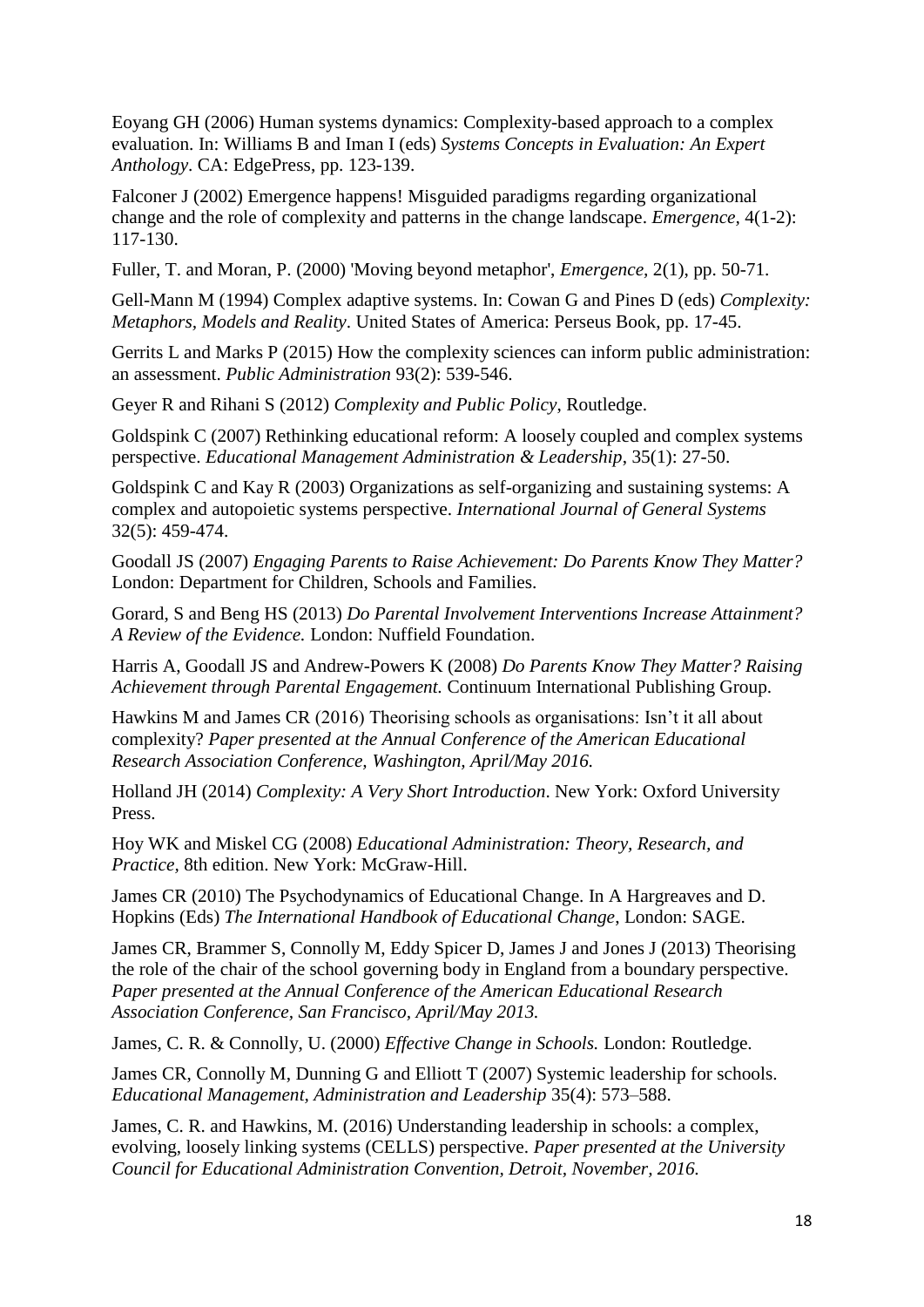Eoyang GH (2006) Human systems dynamics: Complexity-based approach to a complex evaluation. In: Williams B and Iman I (eds) *Systems Concepts in Evaluation: An Expert Anthology*. CA: EdgePress, pp. 123-139.

Falconer J (2002) Emergence happens! Misguided paradigms regarding organizational change and the role of complexity and patterns in the change landscape. *Emergence,* 4(1-2): 117-130.

Fuller, T. and Moran, P. (2000) 'Moving beyond metaphor', *Emergence,* 2(1), pp. 50-71.

Gell-Mann M (1994) Complex adaptive systems. In: Cowan G and Pines D (eds) *Complexity: Metaphors, Models and Reality*. United States of America: Perseus Book, pp. 17-45.

Gerrits L and Marks P (2015) How the complexity sciences can inform public administration: an assessment. *Public Administration* 93(2): 539-546.

Geyer R and Rihani S (2012) *Complexity and Public Policy*, Routledge.

Goldspink C (2007) Rethinking educational reform: A loosely coupled and complex systems perspective. *Educational Management Administration & Leadership*, 35(1): 27-50.

Goldspink C and Kay R (2003) Organizations as self-organizing and sustaining systems: A complex and autopoietic systems perspective. *International Journal of General Systems* 32(5): 459-474.

Goodall JS (2007) *Engaging Parents to Raise Achievement: Do Parents Know They Matter?* London: Department for Children, Schools and Families.

Gorard, S and Beng HS (2013) *Do Parental Involvement Interventions Increase Attainment? A Review of the Evidence.* London: Nuffield Foundation.

Harris A, Goodall JS and Andrew-Powers K (2008) *Do Parents Know They Matter? Raising Achievement through Parental Engagement.* Continuum International Publishing Group.

Hawkins M and James CR (2016) Theorising schools as organisations: Isn't it all about complexity? *Paper presented at the Annual Conference of the American Educational Research Association Conference, Washington, April/May 2016.*

Holland JH (2014) *Complexity: A Very Short Introduction*. New York: Oxford University Press.

Hoy WK and Miskel CG (2008) *Educational Administration: Theory, Research, and Practice,* 8th edition. New York: McGraw-Hill.

James CR (2010) The Psychodynamics of Educational Change. In A Hargreaves and D. Hopkins (Eds) *The International Handbook of Educational Change*, London: SAGE.

James CR, Brammer S, Connolly M, Eddy Spicer D, James J and Jones J (2013) Theorising the role of the chair of the school governing body in England from a boundary perspective. *Paper presented at the Annual Conference of the American Educational Research Association Conference, San Francisco, April/May 2013.*

James, C. R. & Connolly, U. (2000) *Effective Change in Schools.* London: Routledge.

James CR, Connolly M, Dunning G and Elliott T (2007) Systemic leadership for schools. *Educational Management, Administration and Leadership* 35(4): 573–588.

James, C. R. and Hawkins, M. (2016) Understanding leadership in schools: a complex, evolving, loosely linking systems (CELLS) perspective. *Paper presented at the University Council for Educational Administration Convention, Detroit, November, 2016.*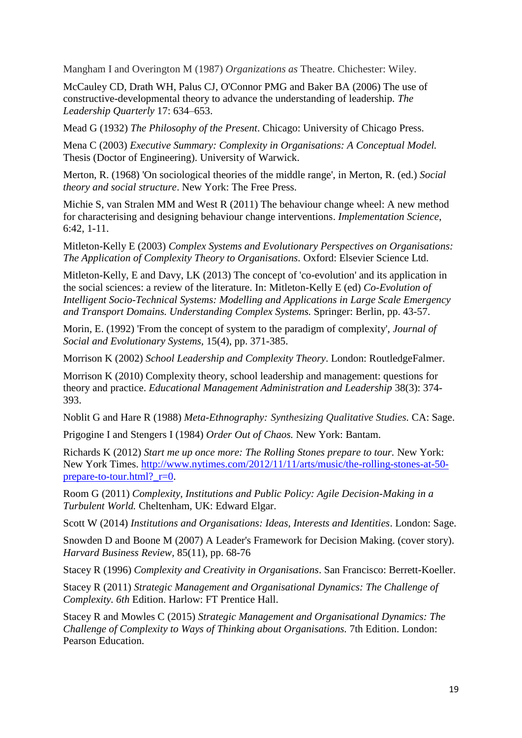Mangham I and Overington M (1987) *Organizations as* Theatre. Chichester: Wiley.

McCauley CD, Drath WH, Palus CJ, O'Connor PMG and Baker BA (2006) The use of constructive-developmental theory to advance the understanding of leadership. *The Leadership Quarterly* 17: 634–653.

Mead G (1932) *The Philosophy of the Present*. Chicago: University of Chicago Press.

Mena C (2003) *Executive Summary: Complexity in Organisations: A Conceptual Model.* Thesis (Doctor of Engineering). University of Warwick.

Merton, R. (1968) 'On sociological theories of the middle range', in Merton, R. (ed.) *Social theory and social structure*. New York: The Free Press.

Michie S, van Stralen MM and West R (2011) The behaviour change wheel: A new method for characterising and designing behaviour change interventions. *Implementation Science*, 6:42, 1-11.

Mitleton-Kelly E (2003) *Complex Systems and Evolutionary Perspectives on Organisations: The Application of Complexity Theory to Organisations*. Oxford: Elsevier Science Ltd.

Mitleton-Kelly, E and Davy, LK (2013) The concept of 'co-evolution' and its application in the social sciences: a review of the literature. In: Mitleton-Kelly E (ed) *Co-Evolution of Intelligent Socio-Technical Systems: Modelling and Applications in Large Scale Emergency and Transport Domains. Understanding Complex Systems.* Springer: Berlin, pp. 43-57.

Morin, E. (1992) 'From the concept of system to the paradigm of complexity', *Journal of Social and Evolutionary Systems*, 15(4), pp. 371-385.

Morrison K (2002) *School Leadership and Complexity Theory*. London: RoutledgeFalmer.

Morrison K (2010) Complexity theory, school leadership and management: questions for theory and practice. *Educational Management Administration and Leadership* 38(3): 374-393.

Noblit G and Hare R (1988) *Meta-Ethnography: Synthesizing Qualitative Studies.* CA: Sage.

Prigogine I and Stengers I (1984) *Order Out of Chaos.* New York: Bantam.

Richards K (2012) *Start me up once more: The Rolling Stones prepare to tour.* New York: New York Times. http://www.nytimes.com/2012/11/11/arts/music/the-rolling-stones-at-50-prepare-to-tour.html?_r=0.

Room G (2011) *Complexity, Institutions and Public Policy: Agile Decision-Making in a Turbulent World.* Cheltenham, UK: Edward Elgar.

Scott W (2014) *Institutions and Organisations: Ideas, Interests and Identities*. London: Sage.

Snowden D and Boone M (2007) A Leader's Framework for Decision Making. (cover story). *Harvard Business Review*, 85(11), pp. 68-76

Stacey R (1996) *Complexity and Creativity in Organisations*. San Francisco: Berrett-Koeller.

Stacey R (2011) *Strategic Management and Organisational Dynamics: The Challenge of Complexity. 6th* Edition. Harlow: FT Prentice Hall.

Stacey R and Mowles C (2015) *Strategic Management and Organisational Dynamics: The Challenge of Complexity to Ways of Thinking about Organisations.* 7th Edition. London: Pearson Education.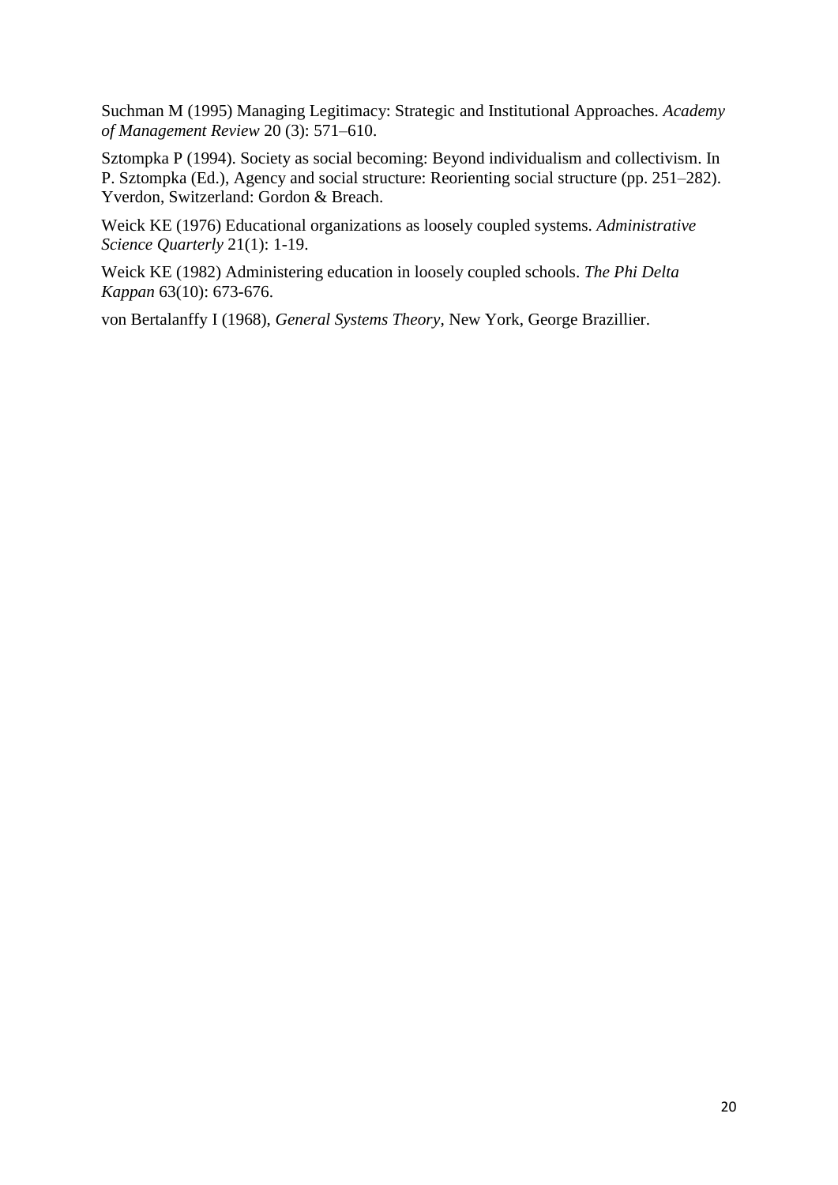Suchman M (1995) Managing Legitimacy: Strategic and Institutional Approaches. *Academy of Management Review* 20 (3): 571–610.

Sztompka P (1994). Society as social becoming: Beyond individualism and collectivism. In P. Sztompka (Ed.), Agency and social structure: Reorienting social structure (pp. 251–282). Yverdon, Switzerland: Gordon & Breach.

Weick KE (1976) Educational organizations as loosely coupled systems. *Administrative Science Quarterly* 21(1): 1-19.

Weick KE (1982) Administering education in loosely coupled schools. *The Phi Delta Kappan* 63(10): 673-676.

von Bertalanffy I (1968), *General Systems Theory*, New York, George Brazillier.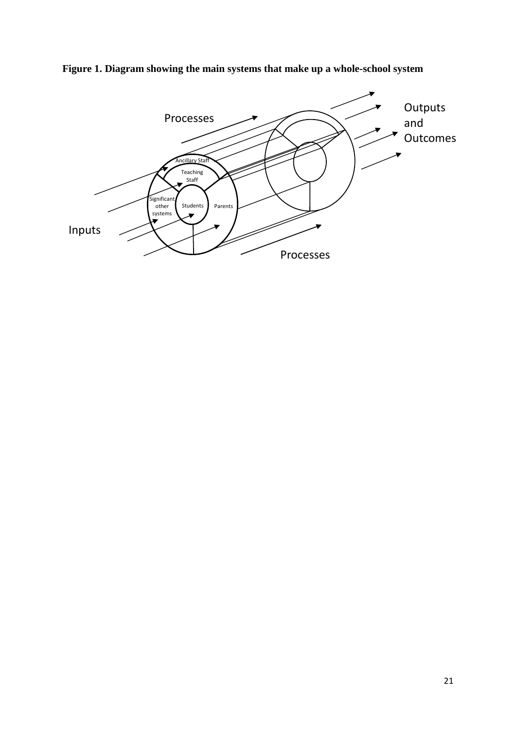**Figure 1. Diagram showing the main systems that make up a whole-school system**

Processes

Outputs and Outcomes

Ancillary Staff

Teaching Staff

Significant other systems

Students

Parents

Inputs

Processes